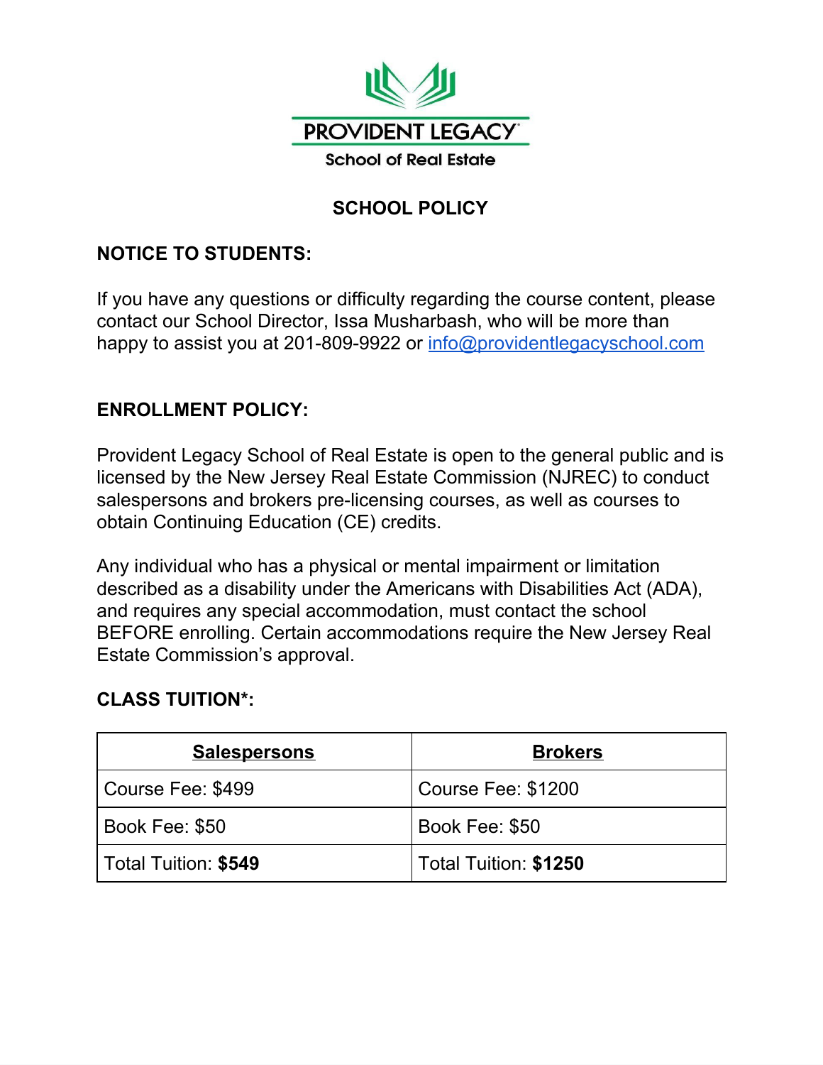PROVIDENT LEGACY

School of Real Estate

# SCHOOL POLICY

## NOTICE TO STUDENTS:

If you have any questions or difficulty regarding the course content, please contact our School Director, Issa Musharbash, who will be more than happy to assist you at 201-809-9922 or [info@providentlegacyschool.com](mailto:info@providentlegacyschool.com)

## ENROLLMENT POLICY:

Provident Legacy School of Real Estate is open to the general public and is licensed by the New Jersey Real Estate Commission (NJREC) to conduct salespersons and brokers pre-licensing courses, as well as courses to obtain Continuing Education (CE) credits.

Any individual who has a physical or mental impairment or limitation described as a disability under the Americans with Disabilities Act (ADA), and requires any special accommodation, must contact the school BEFORE enrolling. Certain accommodations require the New Jersey Real Estate Commission's approval.

## CLASS TUITION*:

| Salespersons | Brokers |
|---|---|
| Course Fee: $499 | Course Fee: $1200 |
| Book Fee: $50 | Book Fee: $50 |
| Total Tuition: **$549** | Total Tuition: **$1250** |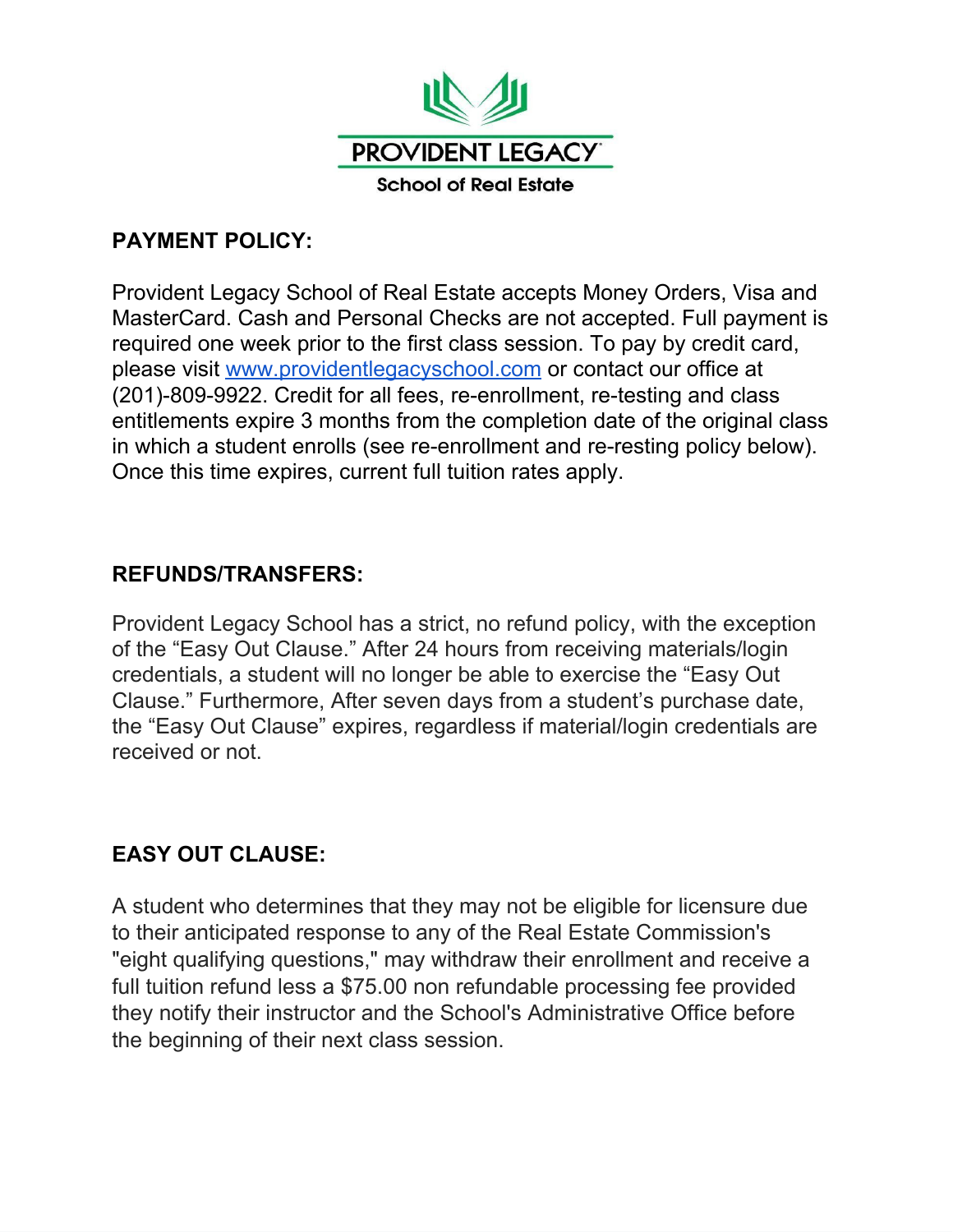**PROVIDENT LEGACY**

School of Real Estate

## PAYMENT POLICY:

Provident Legacy School of Real Estate accepts Money Orders, Visa and MasterCard. Cash and Personal Checks are not accepted. Full payment is required one week prior to the first class session. To pay by credit card, please visit [www.providentlegacyschool.com](http://www.providentlegacyschool.com) or contact our office at (201)-809-9922. Credit for all fees, re-enrollment, re-testing and class entitlements expire 3 months from the completion date of the original class in which a student enrolls (see re-enrollment and re-resting policy below). Once this time expires, current full tuition rates apply.

## REFUNDS/TRANSFERS:

Provident Legacy School has a strict, no refund policy, with the exception of the "Easy Out Clause." After 24 hours from receiving materials/login credentials, a student will no longer be able to exercise the "Easy Out Clause." Furthermore, After seven days from a student's purchase date, the "Easy Out Clause" expires, regardless if material/login credentials are received or not.

## EASY OUT CLAUSE:

A student who determines that they may not be eligible for licensure due to their anticipated response to any of the Real Estate Commission's "eight qualifying questions," may withdraw their enrollment and receive a full tuition refund less a $75.00 non refundable processing fee provided they notify their instructor and the School's Administrative Office before the beginning of their next class session.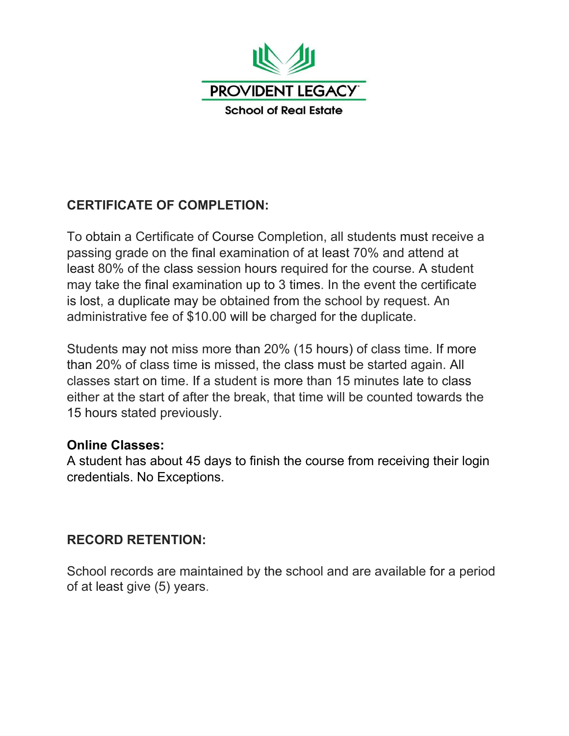**PROVIDENT LEGACY**

**School of Real Estate**

## CERTIFICATE OF COMPLETION:

To obtain a Certificate of Course Completion, all students must receive a passing grade on the final examination of at least 70% and attend at least 80% of the class session hours required for the course. A student may take the final examination up to 3 times. In the event the certificate is lost, a duplicate may be obtained from the school by request. An administrative fee of $10.00 will be charged for the duplicate.

Students may not miss more than 20% (15 hours) of class time. If more than 20% of class time is missed, the class must be started again. All classes start on time. If a student is more than 15 minutes late to class either at the start of after the break, that time will be counted towards the 15 hours stated previously.

### Online Classes:

A student has about 45 days to finish the course from receiving their login credentials. No Exceptions.

## RECORD RETENTION:

School records are maintained by the school and are available for a period of at least give (5) years.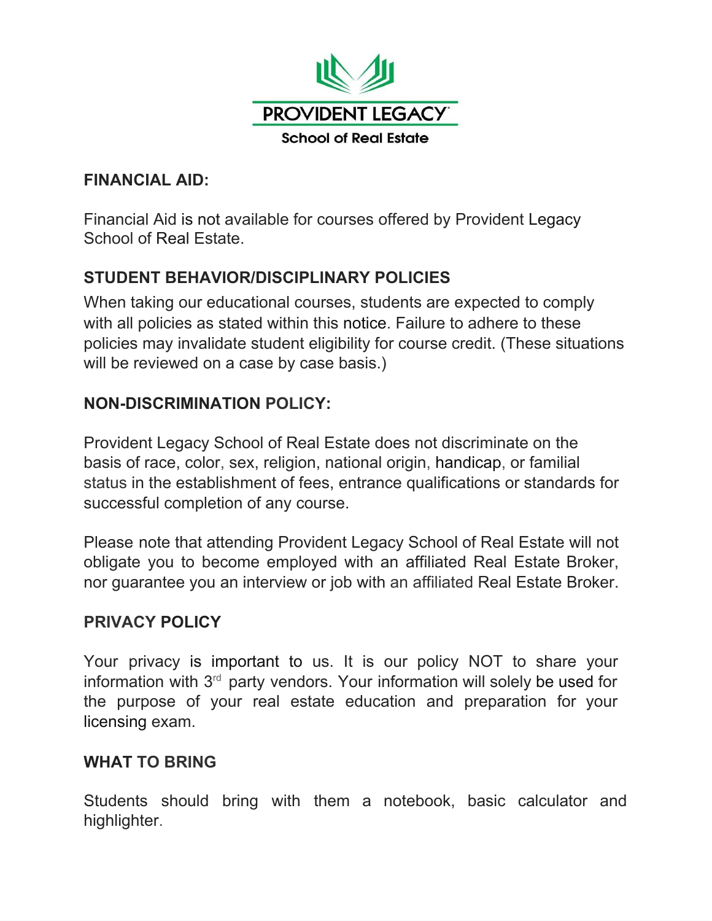PROVIDENT LEGACY

School of Real Estate

## FINANCIAL AID:

Financial Aid is not available for courses offered by Provident Legacy School of Real Estate.

## STUDENT BEHAVIOR/DISCIPLINARY POLICIES

When taking our educational courses, students are expected to comply with all policies as stated within this notice. Failure to adhere to these policies may invalidate student eligibility for course credit. (These situations will be reviewed on a case by case basis.)

## NON-DISCRIMINATION POLICY:

Provident Legacy School of Real Estate does not discriminate on the basis of race, color, sex, religion, national origin, handicap, or familial status in the establishment of fees, entrance qualifications or standards for successful completion of any course.

Please note that attending Provident Legacy School of Real Estate will not obligate you to become employed with an affiliated Real Estate Broker, nor guarantee you an interview or job with an affiliated Real Estate Broker.

## PRIVACY POLICY

Your privacy is important to us. It is our policy NOT to share your information with 3rd party vendors. Your information will solely be used for the purpose of your real estate education and preparation for your licensing exam.

## WHAT TO BRING

Students should bring with them a notebook, basic calculator and highlighter.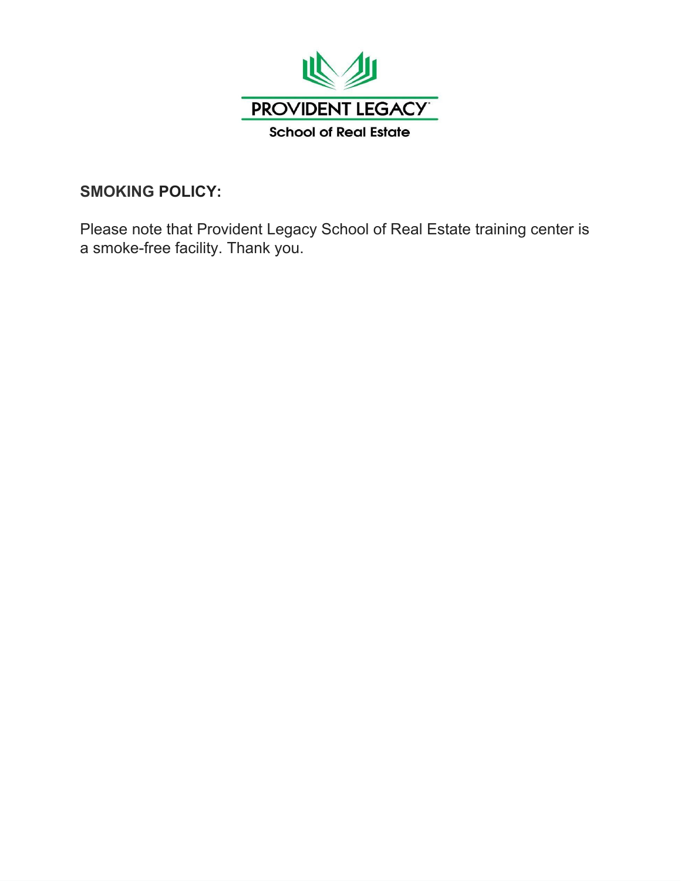PROVIDENT LEGACY

School of Real Estate

**SMOKING POLICY:**

Please note that Provident Legacy School of Real Estate training center is a smoke-free facility. Thank you.